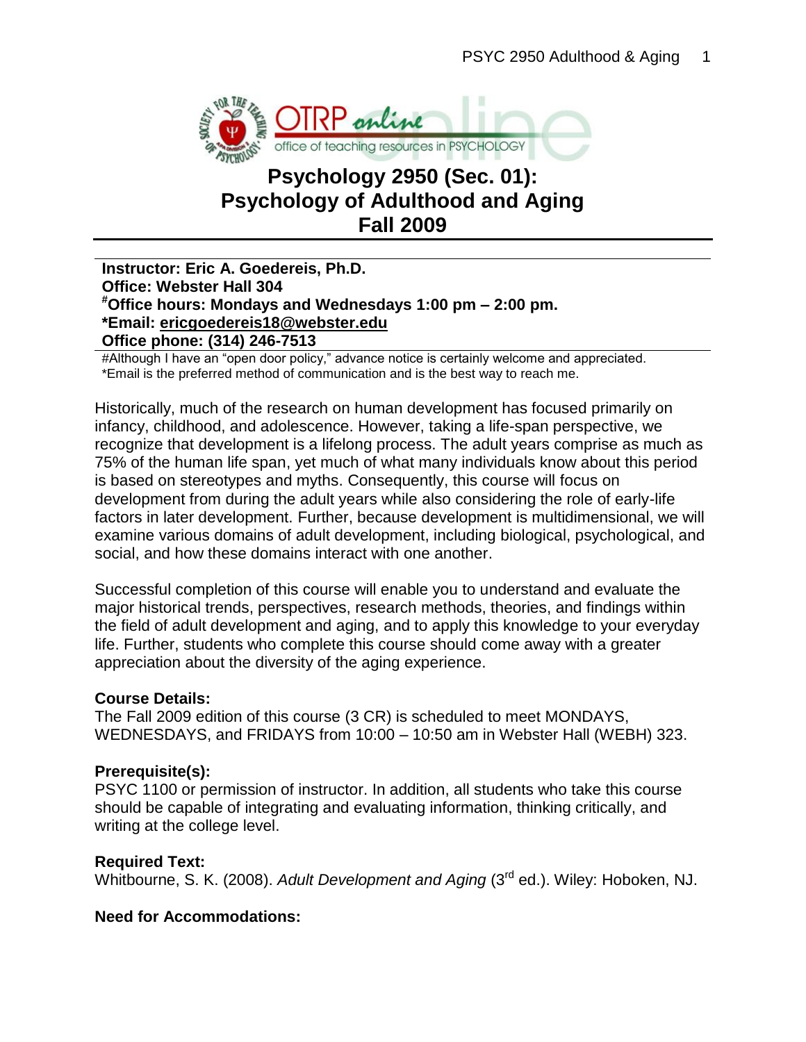# Psychology 2950 (Sec. 01): Psychology of Adulthood and Aging Fall 2009

**Instructor: Eric A. Goedereis, Ph.D.**
**Office: Webster Hall 304**
**#Office hours: Mondays and Wednesdays 1:00 pm – 2:00 pm.**
***Email: ericgoedereis18@webster.edu**
**Office phone: (314) 246-7513**

#Although I have an "open door policy," advance notice is certainly welcome and appreciated.
*Email is the preferred method of communication and is the best way to reach me.

Historically, much of the research on human development has focused primarily on infancy, childhood, and adolescence. However, taking a life-span perspective, we recognize that development is a lifelong process. The adult years comprise as much as 75% of the human life span, yet much of what many individuals know about this period is based on stereotypes and myths. Consequently, this course will focus on development from during the adult years while also considering the role of early-life factors in later development. Further, because development is multidimensional, we will examine various domains of adult development, including biological, psychological, and social, and how these domains interact with one another.

Successful completion of this course will enable you to understand and evaluate the major historical trends, perspectives, research methods, theories, and findings within the field of adult development and aging, and to apply this knowledge to your everyday life. Further, students who complete this course should come away with a greater appreciation about the diversity of the aging experience.

**Course Details:**
The Fall 2009 edition of this course (3 CR) is scheduled to meet MONDAYS, WEDNESDAYS, and FRIDAYS from 10:00 – 10:50 am in Webster Hall (WEBH) 323.

**Prerequisite(s):**
PSYC 1100 or permission of instructor. In addition, all students who take this course should be capable of integrating and evaluating information, thinking critically, and writing at the college level.

**Required Text:**
Whitbourne, S. K. (2008). *Adult Development and Aging* (3rd ed.). Wiley: Hoboken, NJ.

**Need for Accommodations:**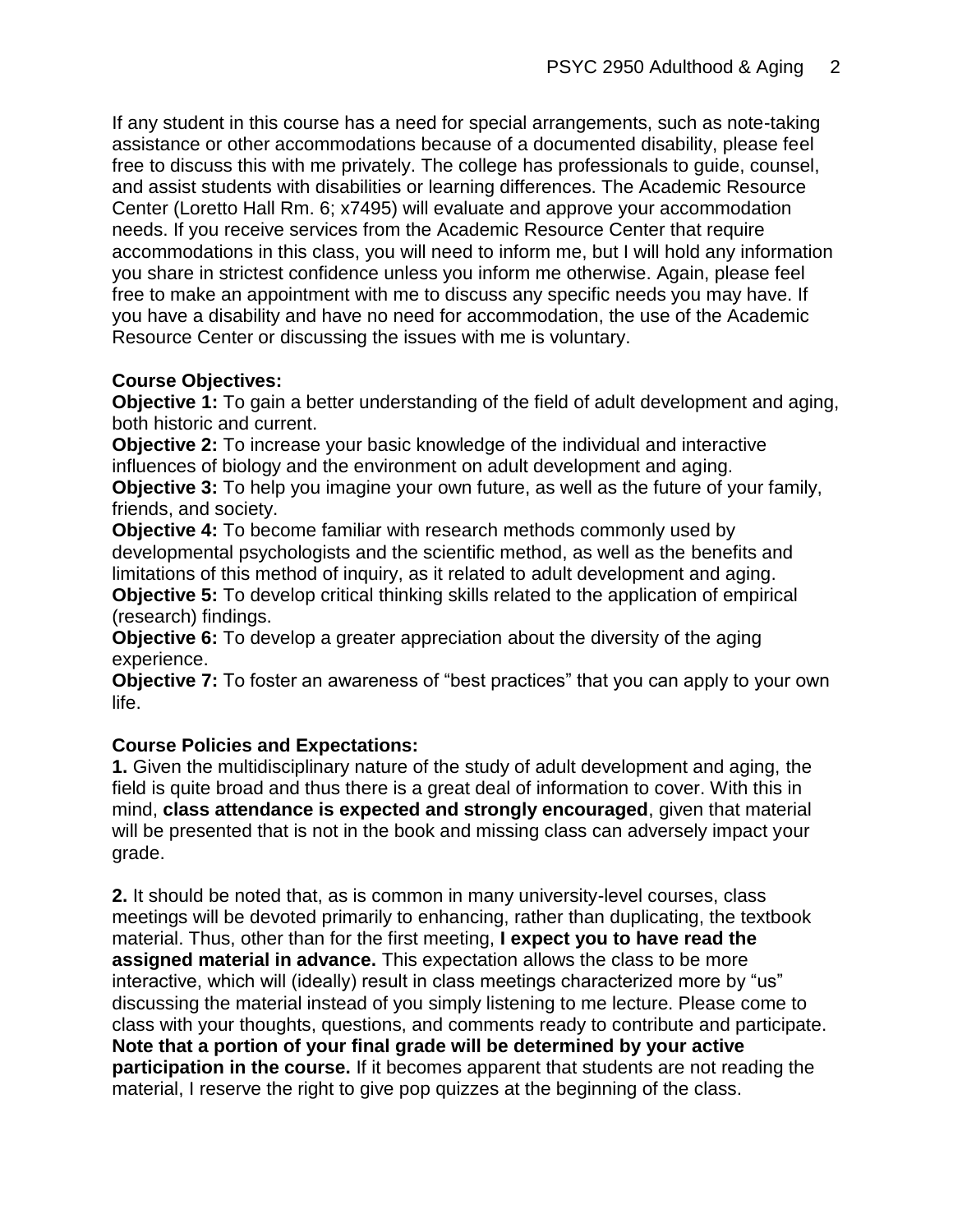If any student in this course has a need for special arrangements, such as note-taking assistance or other accommodations because of a documented disability, please feel free to discuss this with me privately. The college has professionals to guide, counsel, and assist students with disabilities or learning differences. The Academic Resource Center (Loretto Hall Rm. 6; x7495) will evaluate and approve your accommodation needs. If you receive services from the Academic Resource Center that require accommodations in this class, you will need to inform me, but I will hold any information you share in strictest confidence unless you inform me otherwise. Again, please feel free to make an appointment with me to discuss any specific needs you may have. If you have a disability and have no need for accommodation, the use of the Academic Resource Center or discussing the issues with me is voluntary.

**Course Objectives:**

**Objective 1:** To gain a better understanding of the field of adult development and aging, both historic and current.

**Objective 2:** To increase your basic knowledge of the individual and interactive influences of biology and the environment on adult development and aging.

**Objective 3:** To help you imagine your own future, as well as the future of your family, friends, and society.

**Objective 4:** To become familiar with research methods commonly used by developmental psychologists and the scientific method, as well as the benefits and limitations of this method of inquiry, as it related to adult development and aging.

**Objective 5:** To develop critical thinking skills related to the application of empirical (research) findings.

**Objective 6:** To develop a greater appreciation about the diversity of the aging experience.

**Objective 7:** To foster an awareness of "best practices" that you can apply to your own life.

**Course Policies and Expectations:**

**1.** Given the multidisciplinary nature of the study of adult development and aging, the field is quite broad and thus there is a great deal of information to cover. With this in mind, **class attendance is expected and strongly encouraged**, given that material will be presented that is not in the book and missing class can adversely impact your grade.

**2.** It should be noted that, as is common in many university-level courses, class meetings will be devoted primarily to enhancing, rather than duplicating, the textbook material. Thus, other than for the first meeting, **I expect you to have read the assigned material in advance.** This expectation allows the class to be more interactive, which will (ideally) result in class meetings characterized more by "us" discussing the material instead of you simply listening to me lecture. Please come to class with your thoughts, questions, and comments ready to contribute and participate. **Note that a portion of your final grade will be determined by your active participation in the course.** If it becomes apparent that students are not reading the material, I reserve the right to give pop quizzes at the beginning of the class.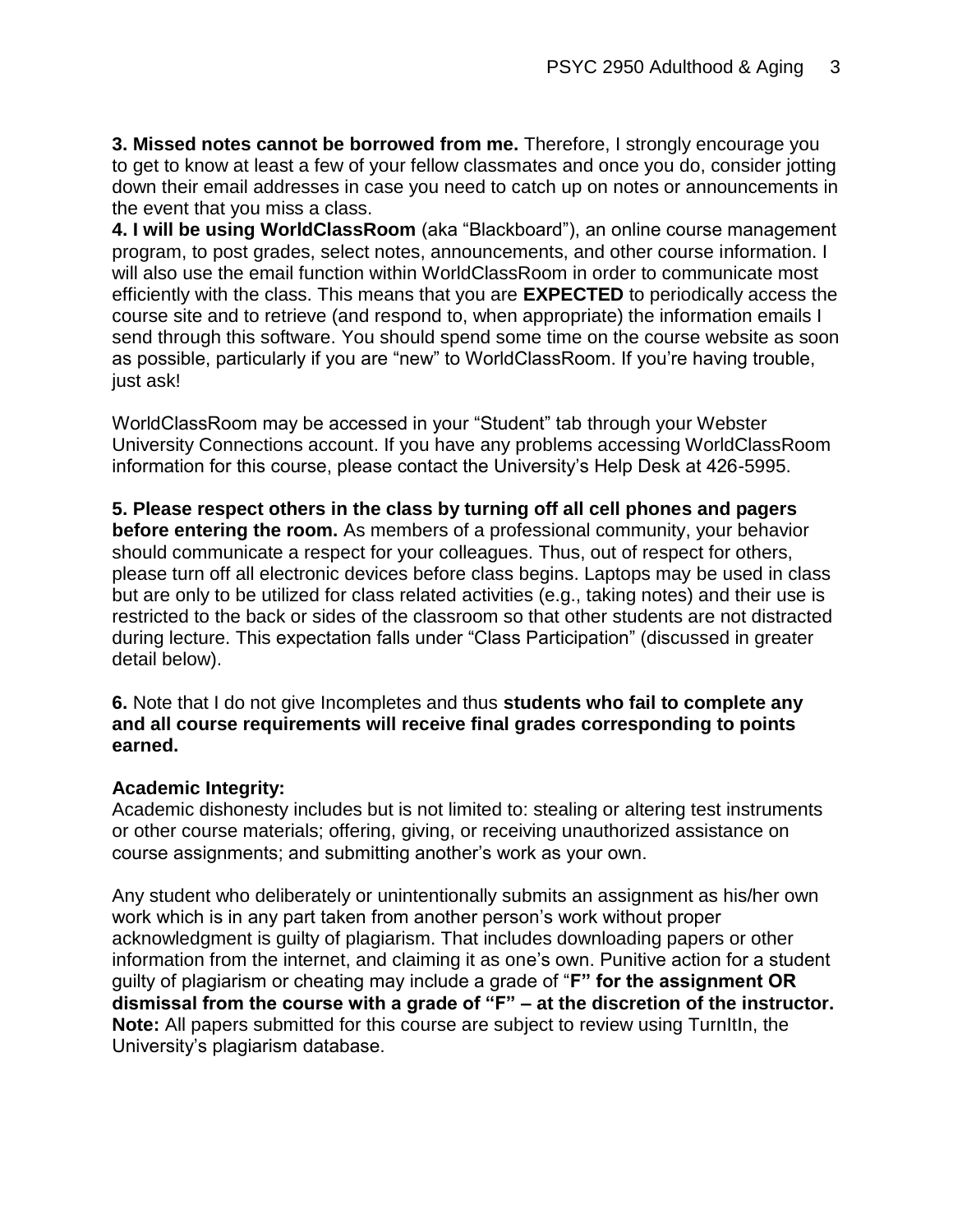**3. Missed notes cannot be borrowed from me.** Therefore, I strongly encourage you to get to know at least a few of your fellow classmates and once you do, consider jotting down their email addresses in case you need to catch up on notes or announcements in the event that you miss a class.

**4. I will be using WorldClassRoom** (aka "Blackboard"), an online course management program, to post grades, select notes, announcements, and other course information. I will also use the email function within WorldClassRoom in order to communicate most efficiently with the class. This means that you are **EXPECTED** to periodically access the course site and to retrieve (and respond to, when appropriate) the information emails I send through this software. You should spend some time on the course website as soon as possible, particularly if you are "new" to WorldClassRoom. If you're having trouble, just ask!

WorldClassRoom may be accessed in your "Student" tab through your Webster University Connections account. If you have any problems accessing WorldClassRoom information for this course, please contact the University's Help Desk at 426-5995.

**5. Please respect others in the class by turning off all cell phones and pagers before entering the room.** As members of a professional community, your behavior should communicate a respect for your colleagues. Thus, out of respect for others, please turn off all electronic devices before class begins. Laptops may be used in class but are only to be utilized for class related activities (e.g., taking notes) and their use is restricted to the back or sides of the classroom so that other students are not distracted during lecture. This expectation falls under "Class Participation" (discussed in greater detail below).

**6.** Note that I do not give Incompletes and thus **students who fail to complete any and all course requirements will receive final grades corresponding to points earned.**

**Academic Integrity:**

Academic dishonesty includes but is not limited to: stealing or altering test instruments or other course materials; offering, giving, or receiving unauthorized assistance on course assignments; and submitting another's work as your own.

Any student who deliberately or unintentionally submits an assignment as his/her own work which is in any part taken from another person's work without proper acknowledgment is guilty of plagiarism. That includes downloading papers or other information from the internet, and claiming it as one's own. Punitive action for a student guilty of plagiarism or cheating may include a grade of "**F" for the assignment OR dismissal from the course with a grade of "F" – at the discretion of the instructor.** **Note:** All papers submitted for this course are subject to review using TurnItIn, the University's plagiarism database.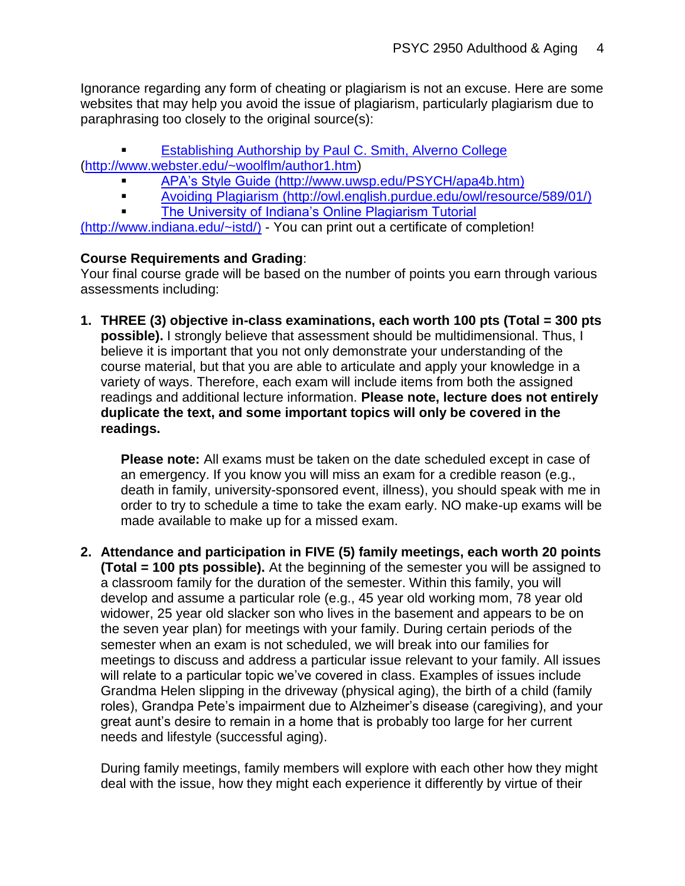Ignorance regarding any form of cheating or plagiarism is not an excuse. Here are some websites that may help you avoid the issue of plagiarism, particularly plagiarism due to paraphrasing too closely to the original source(s):

- Establishing Authorship by Paul C. Smith, Alverno College (http://www.webster.edu/~woolflm/author1.htm)
- APA's Style Guide (http://www.uwsp.edu/PSYCH/apa4b.htm)
- Avoiding Plagiarism (http://owl.english.purdue.edu/owl/resource/589/01/)
- The University of Indiana's Online Plagiarism Tutorial (http://www.indiana.edu/~istd/) - You can print out a certificate of completion!

**Course Requirements and Grading**:
Your final course grade will be based on the number of points you earn through various assessments including:

1. **THREE (3) objective in-class examinations, each worth 100 pts (Total = 300 pts possible).** I strongly believe that assessment should be multidimensional. Thus, I believe it is important that you not only demonstrate your understanding of the course material, but that you are able to articulate and apply your knowledge in a variety of ways. Therefore, each exam will include items from both the assigned readings and additional lecture information. **Please note, lecture does not entirely duplicate the text, and some important topics will only be covered in the readings.**

   **Please note:** All exams must be taken on the date scheduled except in case of an emergency. If you know you will miss an exam for a credible reason (e.g., death in family, university-sponsored event, illness), you should speak with me in order to try to schedule a time to take the exam early. NO make-up exams will be made available to make up for a missed exam.

2. **Attendance and participation in FIVE (5) family meetings, each worth 20 points (Total = 100 pts possible).** At the beginning of the semester you will be assigned to a classroom family for the duration of the semester. Within this family, you will develop and assume a particular role (e.g., 45 year old working mom, 78 year old widower, 25 year old slacker son who lives in the basement and appears to be on the seven year plan) for meetings with your family. During certain periods of the semester when an exam is not scheduled, we will break into our families for meetings to discuss and address a particular issue relevant to your family. All issues will relate to a particular topic we've covered in class. Examples of issues include Grandma Helen slipping in the driveway (physical aging), the birth of a child (family roles), Grandpa Pete's impairment due to Alzheimer's disease (caregiving), and your great aunt's desire to remain in a home that is probably too large for her current needs and lifestyle (successful aging).

   During family meetings, family members will explore with each other how they might deal with the issue, how they might each experience it differently by virtue of their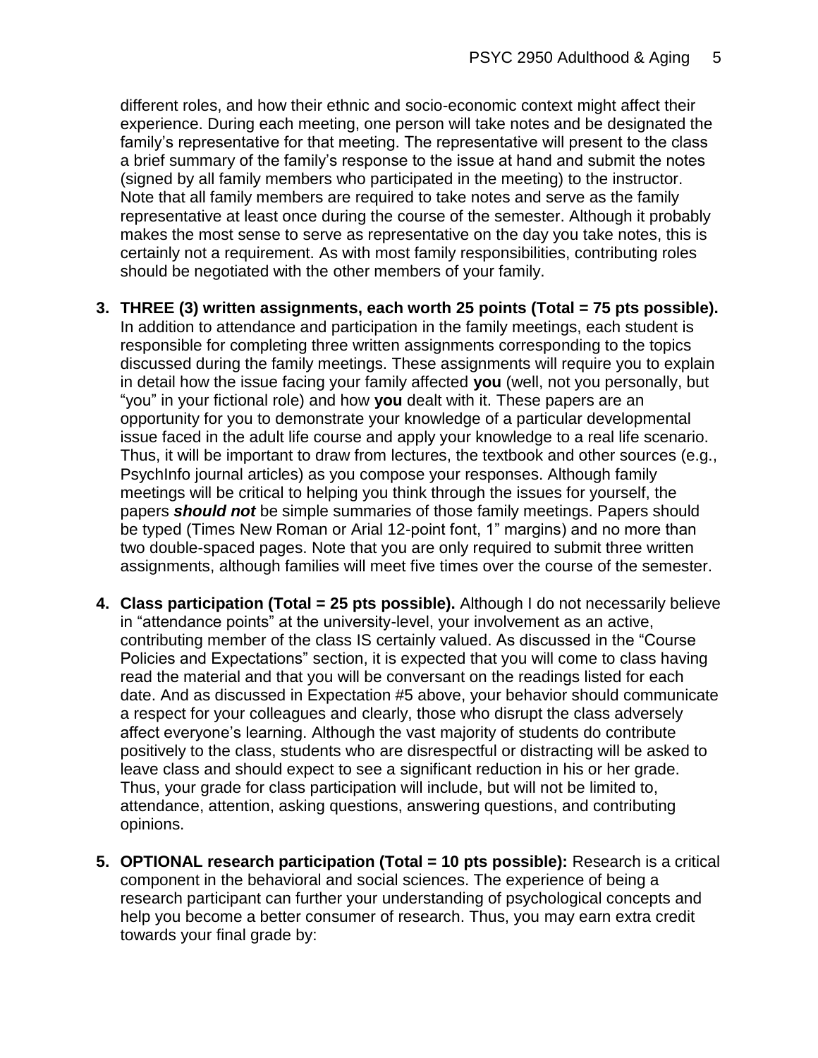different roles, and how their ethnic and socio-economic context might affect their experience. During each meeting, one person will take notes and be designated the family's representative for that meeting. The representative will present to the class a brief summary of the family's response to the issue at hand and submit the notes (signed by all family members who participated in the meeting) to the instructor. Note that all family members are required to take notes and serve as the family representative at least once during the course of the semester. Although it probably makes the most sense to serve as representative on the day you take notes, this is certainly not a requirement. As with most family responsibilities, contributing roles should be negotiated with the other members of your family.

3. **THREE (3) written assignments, each worth 25 points (Total = 75 pts possible).** In addition to attendance and participation in the family meetings, each student is responsible for completing three written assignments corresponding to the topics discussed during the family meetings. These assignments will require you to explain in detail how the issue facing your family affected **you** (well, not you personally, but "you" in your fictional role) and how **you** dealt with it. These papers are an opportunity for you to demonstrate your knowledge of a particular developmental issue faced in the adult life course and apply your knowledge to a real life scenario. Thus, it will be important to draw from lectures, the textbook and other sources (e.g., PsychInfo journal articles) as you compose your responses. Although family meetings will be critical to helping you think through the issues for yourself, the papers ***should not*** be simple summaries of those family meetings. Papers should be typed (Times New Roman or Arial 12-point font, 1" margins) and no more than two double-spaced pages. Note that you are only required to submit three written assignments, although families will meet five times over the course of the semester.

4. **Class participation (Total = 25 pts possible).** Although I do not necessarily believe in "attendance points" at the university-level, your involvement as an active, contributing member of the class IS certainly valued. As discussed in the "Course Policies and Expectations" section, it is expected that you will come to class having read the material and that you will be conversant on the readings listed for each date. And as discussed in Expectation #5 above, your behavior should communicate a respect for your colleagues and clearly, those who disrupt the class adversely affect everyone's learning. Although the vast majority of students do contribute positively to the class, students who are disrespectful or distracting will be asked to leave class and should expect to see a significant reduction in his or her grade. Thus, your grade for class participation will include, but will not be limited to, attendance, attention, asking questions, answering questions, and contributing opinions.

5. **OPTIONAL research participation (Total = 10 pts possible):** Research is a critical component in the behavioral and social sciences. The experience of being a research participant can further your understanding of psychological concepts and help you become a better consumer of research. Thus, you may earn extra credit towards your final grade by: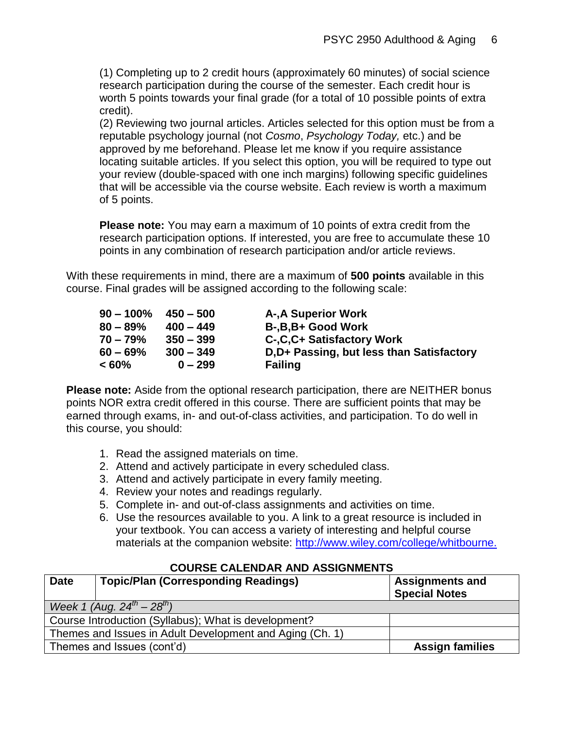(1) Completing up to 2 credit hours (approximately 60 minutes) of social science research participation during the course of the semester. Each credit hour is worth 5 points towards your final grade (for a total of 10 possible points of extra credit).
(2) Reviewing two journal articles. Articles selected for this option must be from a reputable psychology journal (not *Cosmo*, *Psychology Today,* etc.) and be approved by me beforehand. Please let me know if you require assistance locating suitable articles. If you select this option, you will be required to type out your review (double-spaced with one inch margins) following specific guidelines that will be accessible via the course website. Each review is worth a maximum of 5 points.

**Please note:** You may earn a maximum of 10 points of extra credit from the research participation options. If interested, you are free to accumulate these 10 points in any combination of research participation and/or article reviews.

With these requirements in mind, there are a maximum of **500 points** available in this course. Final grades will be assigned according to the following scale:

| | | |
|---|---|---|
| **90 – 100%** | **450 – 500** | **A-,A Superior Work** |
| **80 – 89%** | **400 – 449** | **B-,B,B+ Good Work** |
| **70 – 79%** | **350 – 399** | **C-,C,C+ Satisfactory Work** |
| **60 – 69%** | **300 – 349** | **D,D+ Passing, but less than Satisfactory** |
| **< 60%** | **0 – 299** | **Failing** |

**Please note:** Aside from the optional research participation, there are NEITHER bonus points NOR extra credit offered in this course. There are sufficient points that may be earned through exams, in- and out-of-class activities, and participation. To do well in this course, you should:

1. Read the assigned materials on time.
2. Attend and actively participate in every scheduled class.
3. Attend and actively participate in every family meeting.
4. Review your notes and readings regularly.
5. Complete in- and out-of-class assignments and activities on time.
6. Use the resources available to you. A link to a great resource is included in your textbook. You can access a variety of interesting and helpful course materials at the companion website: http://www.wiley.com/college/whitbourne.

## COURSE CALENDAR AND ASSIGNMENTS

| Date | Topic/Plan (Corresponding Readings) | Assignments and Special Notes |
|---|---|---|
| *Week 1 (Aug. 24th – 28th)* | | |
| Course Introduction (Syllabus); What is development? | | |
| Themes and Issues in Adult Development and Aging (Ch. 1) | | |
| Themes and Issues (cont'd) | | **Assign families** |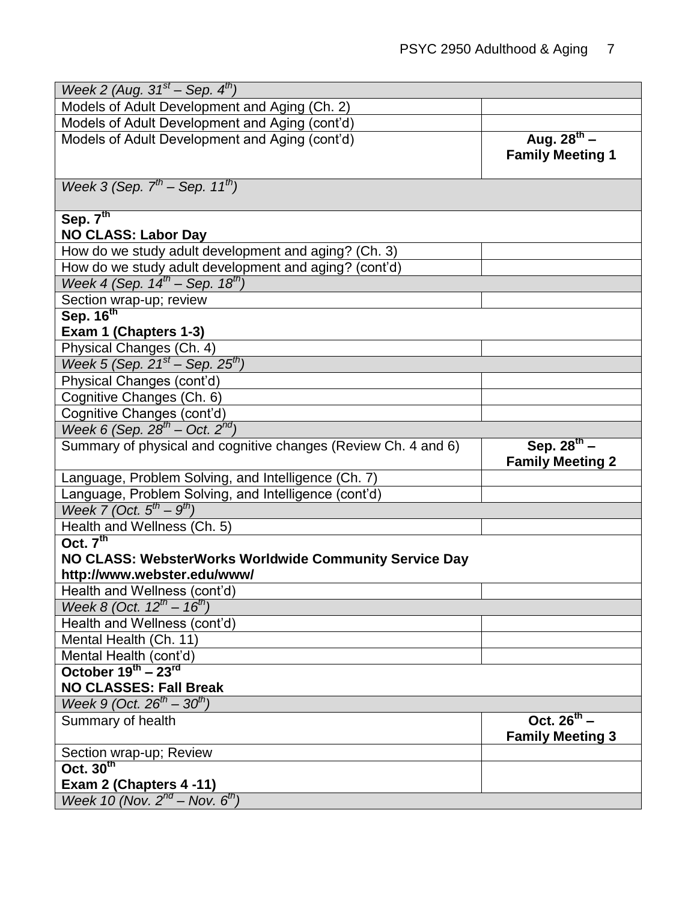| | |
|---|---|
| *Week 2 (Aug. 31st – Sep. 4th)* | |
| Models of Adult Development and Aging (Ch. 2) | |
| Models of Adult Development and Aging (cont'd) | |
| Models of Adult Development and Aging (cont'd) | **Aug. 28th – Family Meeting 1** |
| *Week 3 (Sep. 7th – Sep. 11th)* | |
| **Sep. 7th NO CLASS: Labor Day** | |
| How do we study adult development and aging? (Ch. 3) | |
| How do we study adult development and aging? (cont'd) | |
| *Week 4 (Sep. 14th – Sep. 18th)* | |
| Section wrap-up; review | |
| **Sep. 16th Exam 1 (Chapters 1-3)** | |
| Physical Changes (Ch. 4) | |
| *Week 5 (Sep. 21st – Sep. 25th)* | |
| Physical Changes (cont'd) | |
| Cognitive Changes (Ch. 6) | |
| Cognitive Changes (cont'd) | |
| *Week 6 (Sep. 28th – Oct. 2nd)* | |
| Summary of physical and cognitive changes (Review Ch. 4 and 6) | **Sep. 28th – Family Meeting 2** |
| Language, Problem Solving, and Intelligence (Ch. 7) | |
| Language, Problem Solving, and Intelligence (cont'd) | |
| *Week 7 (Oct. 5th – 9th)* | |
| Health and Wellness (Ch. 5) | |
| **Oct. 7th NO CLASS: WebsterWorks Worldwide Community Service Day http://www.webster.edu/www/** | |
| Health and Wellness (cont'd) | |
| *Week 8 (Oct. 12th – 16th)* | |
| Health and Wellness (cont'd) | |
| Mental Health (Ch. 11) | |
| Mental Health (cont'd) | |
| **October 19th – 23rd NO CLASSES: Fall Break** | |
| *Week 9 (Oct. 26th – 30th)* | |
| Summary of health | **Oct. 26th – Family Meeting 3** |
| Section wrap-up; Review | |
| **Oct. 30th Exam 2 (Chapters 4 -11)** | |
| *Week 10 (Nov. 2nd – Nov. 6th)* | |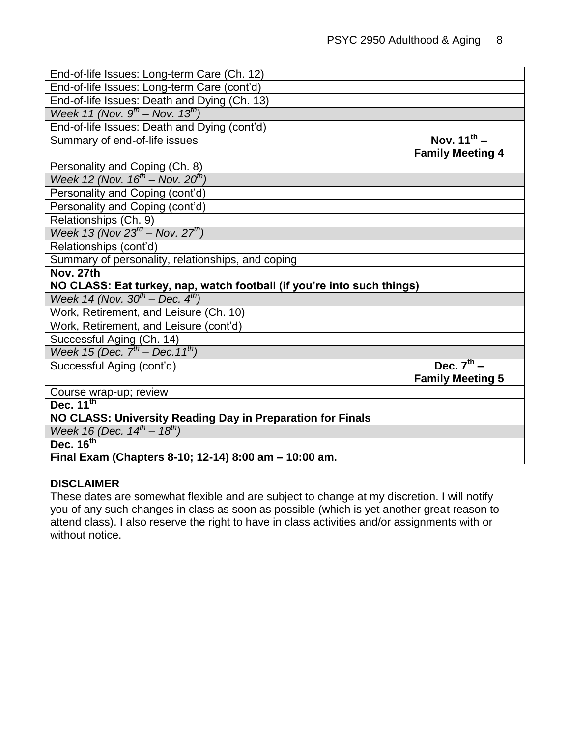| | |
|---|---|
| End-of-life Issues: Long-term Care (Ch. 12) | |
| End-of-life Issues: Long-term Care (cont'd) | |
| End-of-life Issues: Death and Dying (Ch. 13) | |
| *Week 11 (Nov. 9th – Nov. 13th)* | |
| End-of-life Issues: Death and Dying (cont'd) | |
| Summary of end-of-life issues | **Nov. 11th – Family Meeting 4** |
| Personality and Coping (Ch. 8) | |
| *Week 12 (Nov. 16th – Nov. 20th)* | |
| Personality and Coping (cont'd) | |
| Personality and Coping (cont'd) | |
| Relationships (Ch. 9) | |
| *Week 13 (Nov 23rd – Nov. 27th)* | |
| Relationships (cont'd) | |
| Summary of personality, relationships, and coping | |
| **Nov. 27th NO CLASS: Eat turkey, nap, watch football (if you're into such things)** | |
| *Week 14 (Nov. 30th – Dec. 4th)* | |
| Work, Retirement, and Leisure (Ch. 10) | |
| Work, Retirement, and Leisure (cont'd) | |
| Successful Aging (Ch. 14) | |
| *Week 15 (Dec. 7th – Dec.11th)* | |
| Successful Aging (cont'd) | **Dec. 7th – Family Meeting 5** |
| Course wrap-up; review | |
| **Dec. 11th NO CLASS: University Reading Day in Preparation for Finals** | |
| *Week 16 (Dec. 14th – 18th)* | |
| **Dec. 16th Final Exam (Chapters 8-10; 12-14) 8:00 am – 10:00 am.** | |

**DISCLAIMER**

These dates are somewhat flexible and are subject to change at my discretion. I will notify you of any such changes in class as soon as possible (which is yet another great reason to attend class). I also reserve the right to have in class activities and/or assignments with or without notice.